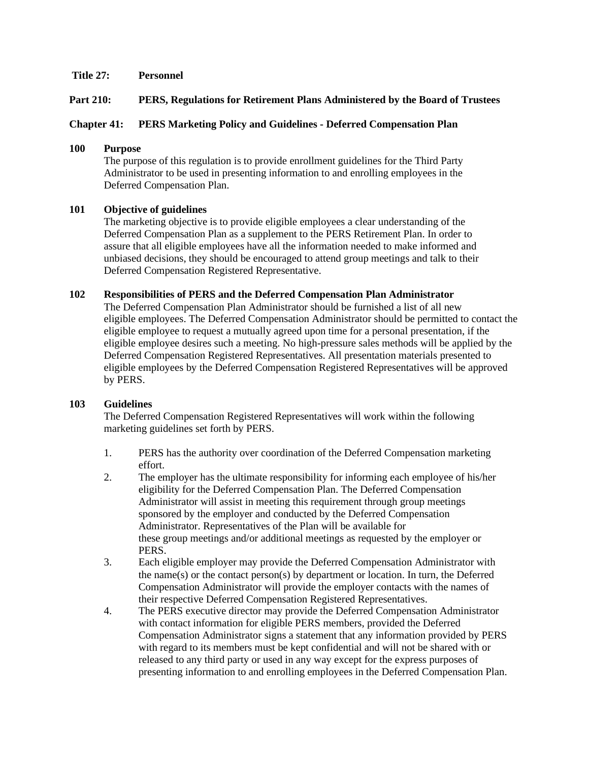**Title 27: Personnel**

**Part 210: PERS, Regulations for Retirement Plans Administered by the Board of Trustees**

**Chapter 41: PERS Marketing Policy and Guidelines - Deferred Compensation Plan**

## 100 Purpose

The purpose of this regulation is to provide enrollment guidelines for the Third Party Administrator to be used in presenting information to and enrolling employees in the Deferred Compensation Plan.

## 101 Objective of guidelines

The marketing objective is to provide eligible employees a clear understanding of the Deferred Compensation Plan as a supplement to the PERS Retirement Plan. In order to assure that all eligible employees have all the information needed to make informed and unbiased decisions, they should be encouraged to attend group meetings and talk to their Deferred Compensation Registered Representative.

## 102 Responsibilities of PERS and the Deferred Compensation Plan Administrator

The Deferred Compensation Plan Administrator should be furnished a list of all new eligible employees. The Deferred Compensation Administrator should be permitted to contact the eligible employee to request a mutually agreed upon time for a personal presentation, if the eligible employee desires such a meeting. No high-pressure sales methods will be applied by the Deferred Compensation Registered Representatives. All presentation materials presented to eligible employees by the Deferred Compensation Registered Representatives will be approved by PERS.

## 103 Guidelines

The Deferred Compensation Registered Representatives will work within the following marketing guidelines set forth by PERS.

1. PERS has the authority over coordination of the Deferred Compensation marketing effort.
2. The employer has the ultimate responsibility for informing each employee of his/her eligibility for the Deferred Compensation Plan. The Deferred Compensation Administrator will assist in meeting this requirement through group meetings sponsored by the employer and conducted by the Deferred Compensation Administrator. Representatives of the Plan will be available for these group meetings and/or additional meetings as requested by the employer or PERS.
3. Each eligible employer may provide the Deferred Compensation Administrator with the name(s) or the contact person(s) by department or location. In turn, the Deferred Compensation Administrator will provide the employer contacts with the names of their respective Deferred Compensation Registered Representatives.
4. The PERS executive director may provide the Deferred Compensation Administrator with contact information for eligible PERS members, provided the Deferred Compensation Administrator signs a statement that any information provided by PERS with regard to its members must be kept confidential and will not be shared with or released to any third party or used in any way except for the express purposes of presenting information to and enrolling employees in the Deferred Compensation Plan.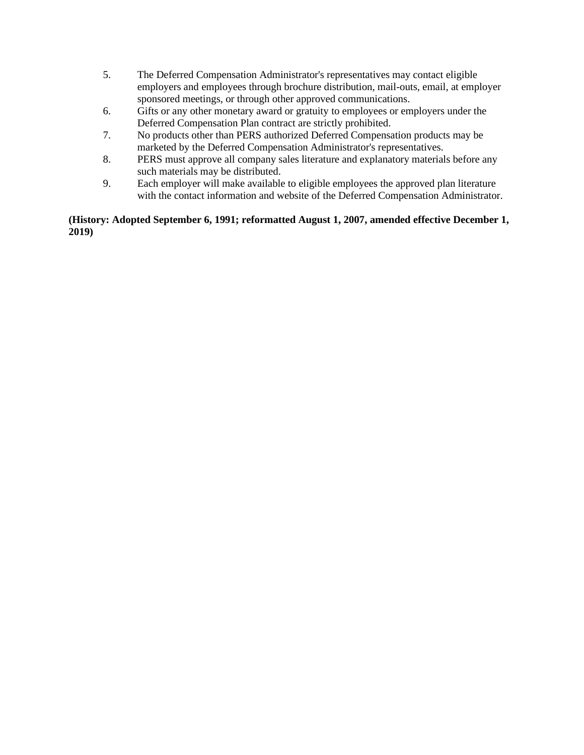5. The Deferred Compensation Administrator's representatives may contact eligible employers and employees through brochure distribution, mail-outs, email, at employer sponsored meetings, or through other approved communications.
6. Gifts or any other monetary award or gratuity to employees or employers under the Deferred Compensation Plan contract are strictly prohibited.
7. No products other than PERS authorized Deferred Compensation products may be marketed by the Deferred Compensation Administrator's representatives.
8. PERS must approve all company sales literature and explanatory materials before any such materials may be distributed.
9. Each employer will make available to eligible employees the approved plan literature with the contact information and website of the Deferred Compensation Administrator.

**(History: Adopted September 6, 1991; reformatted August 1, 2007, amended effective December 1, 2019)**